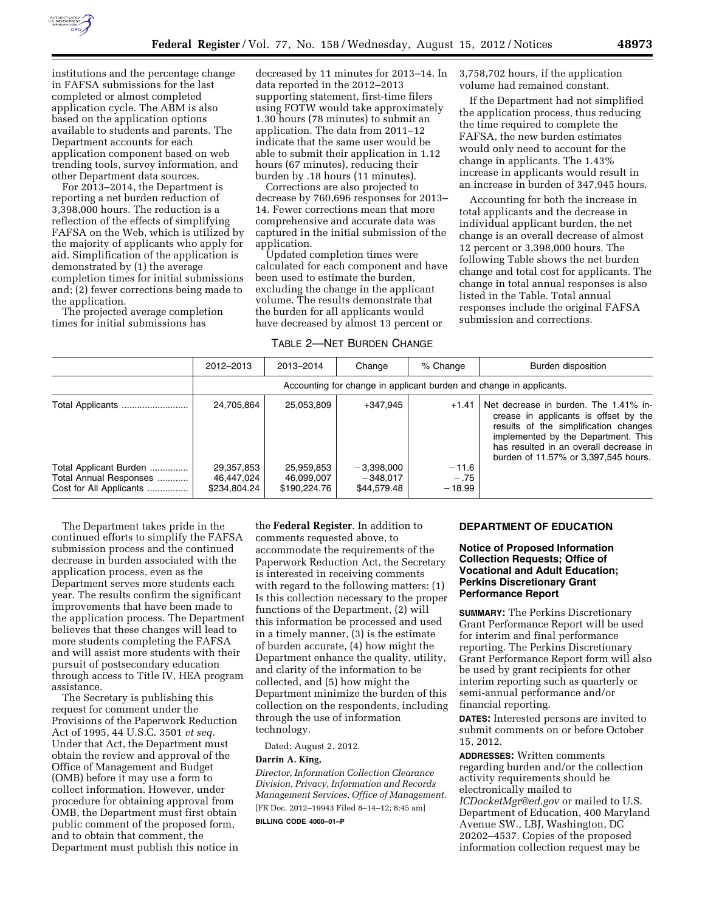institutions and the percentage change in FAFSA submissions for the last completed or almost completed application cycle. The ABM is also based on the application options available to students and parents. The Department accounts for each application component based on web trending tools, survey information, and other Department data sources.

For 2013–2014, the Department is reporting a net burden reduction of 3,398,000 hours. The reduction is a reflection of the effects of simplifying FAFSA on the Web, which is utilized by the majority of applicants who apply for aid. Simplification of the application is demonstrated by (1) the average completion times for initial submissions and; (2) fewer corrections being made to the application.

The projected average completion times for initial submissions has decreased by 11 minutes for 2013–14. In data reported in the 2012–2013 supporting statement, first-time filers using FOTW would take approximately 1.30 hours (78 minutes) to submit an application. The data from 2011–12 indicate that the same user would be able to submit their application in 1.12 hours (67 minutes), reducing their burden by .18 hours (11 minutes).

Corrections are also projected to decrease by 760,696 responses for 2013–14. Fewer corrections mean that more comprehensive and accurate data was captured in the initial submission of the application.

Updated completion times were calculated for each component and have been used to estimate the burden, excluding the change in the applicant volume. The results demonstrate that the burden for all applicants would have decreased by almost 13 percent or 3,758,702 hours, if the application volume had remained constant.

If the Department had not simplified the application process, thus reducing the time required to complete the FAFSA, the new burden estimates would only need to account for the change in applicants. The 1.43% increase in applicants would result in an increase in burden of 347,945 hours.

Accounting for both the increase in total applicants and the decrease in individual applicant burden, the net change is an overall decrease of almost 12 percent or 3,398,000 hours. The following Table shows the net burden change and total cost for applicants. The change in total annual responses is also listed in the Table. Total annual responses include the original FAFSA submission and corrections.

TABLE 2—NET BURDEN CHANGE

| | 2012–2013 | 2013–2014 | Change | % Change | Burden disposition |
|---|---|---|---|---|---|
| | Accounting for change in applicant burden and change in applicants. | | | | |
| Total Applicants | 24,705,864 | 25,053,809 | +347,945 | +1.41 | Net decrease in burden. The 1.41% increase in applicants is offset by the results of the simplification changes implemented by the Department. This has resulted in an overall decrease in burden of 11.57% or 3,397,545 hours. |
| Total Applicant Burden | 29,357,853 | 25,959,853 | −3,398,000 | −11.6 | |
| Total Annual Responses | 46,447,024 | 46,099,007 | −348,017 | −.75 | |
| Cost for All Applicants | $234,804.24 | $190,224.76 | $44,579.48 | −18.99 | |

The Department takes pride in the continued efforts to simplify the FAFSA submission process and the continued decrease in burden associated with the application process, even as the Department serves more students each year. The results confirm the significant improvements that have been made to the application process. The Department believes that these changes will lead to more students completing the FAFSA and will assist more students with their pursuit of postsecondary education through access to Title IV, HEA program assistance.

The Secretary is publishing this request for comment under the Provisions of the Paperwork Reduction Act of 1995, 44 U.S.C. 3501 *et seq.* Under that Act, the Department must obtain the review and approval of the Office of Management and Budget (OMB) before it may use a form to collect information. However, under procedure for obtaining approval from OMB, the Department must first obtain public comment of the proposed form, and to obtain that comment, the Department must publish this notice in the **Federal Register**. In addition to comments requested above, to accommodate the requirements of the Paperwork Reduction Act, the Secretary is interested in receiving comments with regard to the following matters: (1) Is this collection necessary to the proper functions of the Department, (2) will this information be processed and used in a timely manner, (3) is the estimate of burden accurate, (4) how might the Department enhance the quality, utility, and clarity of the information to be collected, and (5) how might the Department minimize the burden of this collection on the respondents, including through the use of information technology.

Dated: August 2, 2012.

**Darrin A. King,**

*Director, Information Collection Clearance Division, Privacy, Information and Records Management Services, Office of Management.*

[FR Doc. 2012–19943 Filed 8–14–12; 8:45 am]

**BILLING CODE 4000–01–P**

## DEPARTMENT OF EDUCATION

### Notice of Proposed Information Collection Requests; Office of Vocational and Adult Education; Perkins Discretionary Grant Performance Report

**SUMMARY:** The Perkins Discretionary Grant Performance Report will be used for interim and final performance reporting. The Perkins Discretionary Grant Performance Report form will also be used by grant recipients for other interim reporting such as quarterly or semi-annual performance and/or financial reporting.

**DATES:** Interested persons are invited to submit comments on or before October 15, 2012.

**ADDRESSES:** Written comments regarding burden and/or the collection activity requirements should be electronically mailed to *ICDocketMgr@ed.gov* or mailed to U.S. Department of Education, 400 Maryland Avenue SW., LBJ, Washington, DC 20202–4537. Copies of the proposed information collection request may be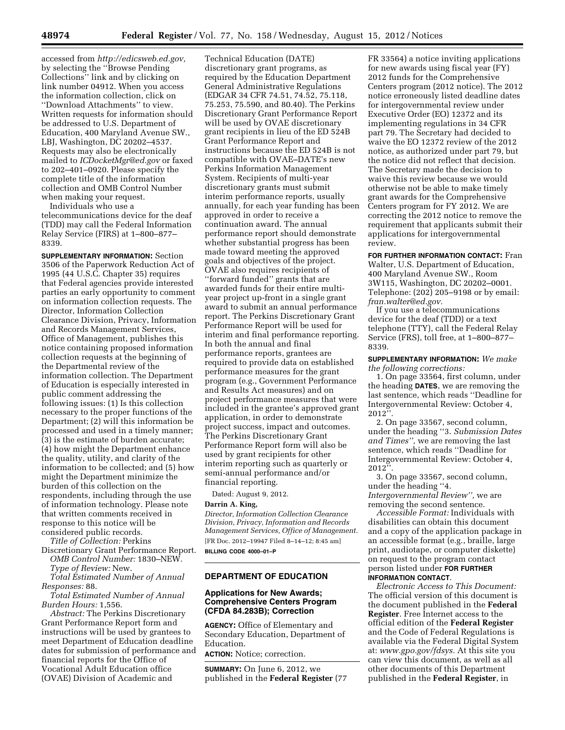accessed from *http://edicsweb.ed.gov,* by selecting the ''Browse Pending Collections'' link and by clicking on link number 04912. When you access the information collection, click on ''Download Attachments'' to view. Written requests for information should be addressed to U.S. Department of Education, 400 Maryland Avenue SW., LBJ, Washington, DC 20202–4537. Requests may also be electronically mailed to *ICDocketMgr@ed.gov* or faxed to 202–401–0920. Please specify the complete title of the information collection and OMB Control Number when making your request.

Individuals who use a telecommunications device for the deaf (TDD) may call the Federal Information Relay Service (FIRS) at 1–800–877–8339.

**SUPPLEMENTARY INFORMATION:** Section 3506 of the Paperwork Reduction Act of 1995 (44 U.S.C. Chapter 35) requires that Federal agencies provide interested parties an early opportunity to comment on information collection requests. The Director, Information Collection Clearance Division, Privacy, Information and Records Management Services, Office of Management, publishes this notice containing proposed information collection requests at the beginning of the Departmental review of the information collection. The Department of Education is especially interested in public comment addressing the following issues: (1) Is this collection necessary to the proper functions of the Department; (2) will this information be processed and used in a timely manner; (3) is the estimate of burden accurate; (4) how might the Department enhance the quality, utility, and clarity of the information to be collected; and (5) how might the Department minimize the burden of this collection on the respondents, including through the use of information technology. Please note that written comments received in response to this notice will be considered public records.

*Title of Collection:* Perkins Discretionary Grant Performance Report.

*OMB Control Number:* 1830–NEW.

*Type of Review:* New.

*Total Estimated Number of Annual Responses:* 88.

*Total Estimated Number of Annual Burden Hours:* 1,556.

*Abstract:* The Perkins Discretionary Grant Performance Report form and instructions will be used by grantees to meet Department of Education deadline dates for submission of performance and financial reports for the Office of Vocational Adult Education office (OVAE) Division of Academic and Technical Education (DATE) discretionary grant programs, as required by the Education Department General Administrative Regulations (EDGAR 34 CFR 74.51, 74.52, 75.118, 75.253, 75.590, and 80.40). The Perkins Discretionary Grant Performance Report will be used by OVAE discretionary grant recipients in lieu of the ED 524B Grant Performance Report and instructions because the ED 524B is not compatible with OVAE–DATE's new Perkins Information Management System. Recipients of multi-year discretionary grants must submit interim performance reports, usually annually, for each year funding has been approved in order to receive a continuation award. The annual performance report should demonstrate whether substantial progress has been made toward meeting the approved goals and objectives of the project. OVAE also requires recipients of ''forward funded'' grants that are awarded funds for their entire multi-year project up-front in a single grant award to submit an annual performance report. The Perkins Discretionary Grant Performance Report will be used for interim and final performance reporting. In both the annual and final performance reports, grantees are required to provide data on established performance measures for the grant program (e.g., Government Performance and Results Act measures) and on project performance measures that were included in the grantee's approved grant application, in order to demonstrate project success, impact and outcomes. The Perkins Discretionary Grant Performance Report form will also be used by grant recipients for other interim reporting such as quarterly or semi-annual performance and/or financial reporting.

Dated: August 9, 2012.

**Darrin A. King,**

*Director, Information Collection Clearance Division, Privacy, Information and Records Management Services, Office of Management.*

[FR Doc. 2012–19947 Filed 8–14–12; 8:45 am]

**BILLING CODE 4000–01–P**

## DEPARTMENT OF EDUCATION

### Applications for New Awards; Comprehensive Centers Program (CFDA 84.283B); Correction

**AGENCY:** Office of Elementary and Secondary Education, Department of Education.

**ACTION:** Notice; correction.

**SUMMARY:** On June 6, 2012, we published in the **Federal Register** (77 FR 33564) a notice inviting applications for new awards using fiscal year (FY) 2012 funds for the Comprehensive Centers program (2012 notice). The 2012 notice erroneously listed deadline dates for intergovernmental review under Executive Order (EO) 12372 and its implementing regulations in 34 CFR part 79. The Secretary had decided to waive the EO 12372 review of the 2012 notice, as authorized under part 79, but the notice did not reflect that decision. The Secretary made the decision to waive this review because we would otherwise not be able to make timely grant awards for the Comprehensive Centers program for FY 2012. We are correcting the 2012 notice to remove the requirement that applicants submit their applications for intergovernmental review.

**FOR FURTHER INFORMATION CONTACT:** Fran Walter, U.S. Department of Education, 400 Maryland Avenue SW., Room 3W115, Washington, DC 20202–0001. Telephone: (202) 205–9198 or by email: *fran.walter@ed.gov.*

If you use a telecommunications device for the deaf (TDD) or a text telephone (TTY), call the Federal Relay Service (FRS), toll free, at 1–800–877–8339.

**SUPPLEMENTARY INFORMATION:** *We make the following corrections:*

1. On page 33564, first column, under the heading **DATES**, we are removing the last sentence, which reads ''Deadline for Intergovernmental Review: October 4, 2012''.

2. On page 33567, second column, under the heading ''3. *Submission Dates and Times'',* we are removing the last sentence, which reads ''Deadline for Intergovernmental Review: October 4, 2012''.

3. On page 33567, second column, under the heading ''4. *Intergovernmental Review'',* we are removing the second sentence.

*Accessible Format:* Individuals with disabilities can obtain this document and a copy of the application package in an accessible format (e.g., braille, large print, audiotape, or computer diskette) on request to the program contact person listed under **FOR FURTHER INFORMATION CONTACT**.

*Electronic Access to This Document:* The official version of this document is the document published in the **Federal Register**. Free Internet access to the official edition of the **Federal Register** and the Code of Federal Regulations is available via the Federal Digital System at: *www.gpo.gov/fdsys.* At this site you can view this document, as well as all other documents of this Department published in the **Federal Register**, in